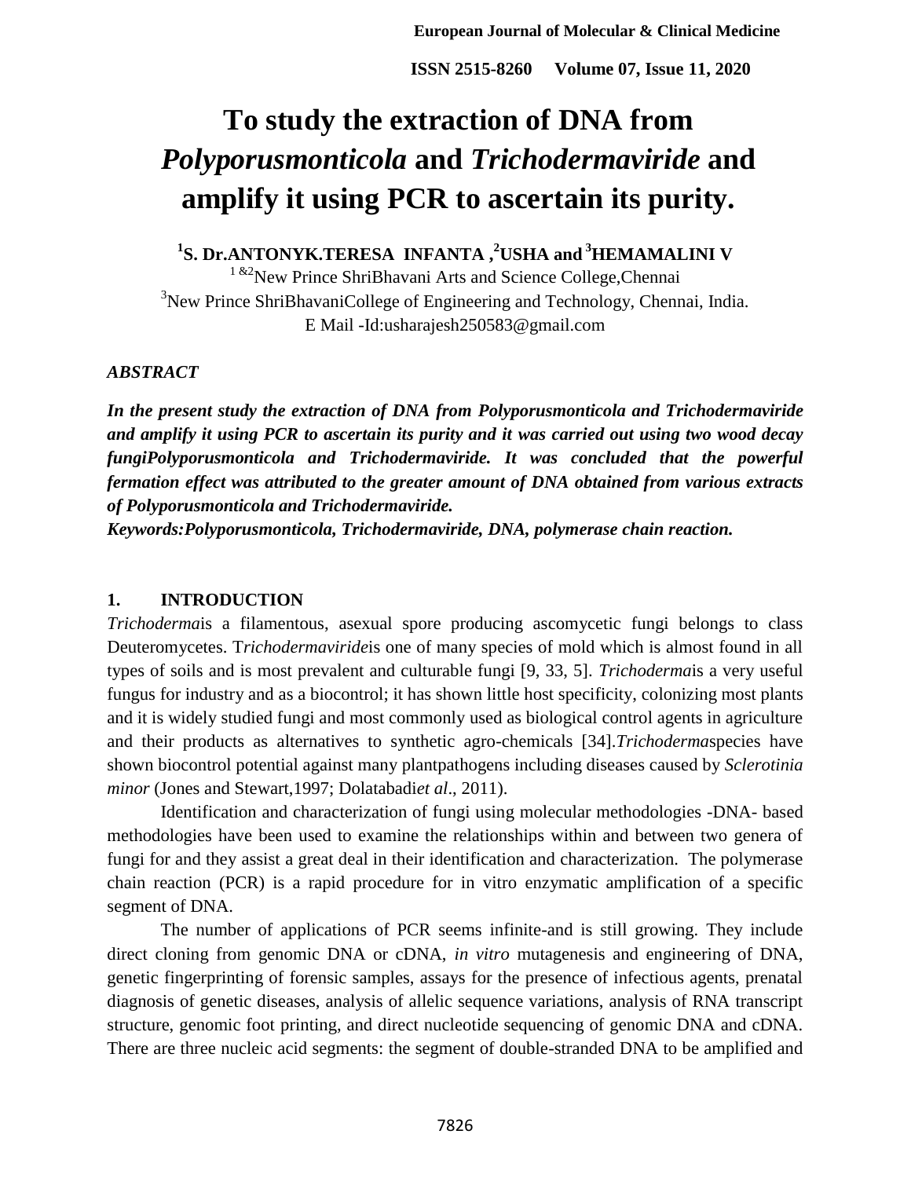# To study the extraction of DNA from *Polyporusmonticola* and *Trichodermaviride* and amplify it using PCR to ascertain its purity.

**[1]S. Dr.ANTONYK.TERESA INFANTA ,[2]USHA and [3]HEMAMALINI V**

[1 &2]New Prince ShriBhavani Arts and Science College,Chennai

[3]New Prince ShriBhavaniCollege of Engineering and Technology, Chennai, India.

E Mail -Id:usharajesh250583@gmail.com

***ABSTRACT***

***In the present study the extraction of DNA from Polyporusmonticola and Trichodermaviride and amplify it using PCR to ascertain its purity and it was carried out using two wood decay fungiPolyporusmonticola and Trichodermaviride. It was concluded that the powerful fermation effect was attributed to the greater amount of DNA obtained from various extracts of Polyporusmonticola and Trichodermaviride.***

***Keywords:Polyporusmonticola, Trichodermaviride, DNA, polymerase chain reaction.***

## 1. INTRODUCTION

*Trichoderma*is a filamentous, asexual spore producing ascomycetic fungi belongs to class Deuteromycetes. T*richodermaviride*is one of many species of mold which is almost found in all types of soils and is most prevalent and culturable fungi [9, 33, 5]. *Trichoderma*is a very useful fungus for industry and as a biocontrol; it has shown little host specificity, colonizing most plants and it is widely studied fungi and most commonly used as biological control agents in agriculture and their products as alternatives to synthetic agro-chemicals [34].*Trichoderma*species have shown biocontrol potential against many plantpathogens including diseases caused by *Sclerotinia minor* (Jones and Stewart,1997; Dolatabadi*et al*., 2011).

Identification and characterization of fungi using molecular methodologies -DNA- based methodologies have been used to examine the relationships within and between two genera of fungi for and they assist a great deal in their identification and characterization. The polymerase chain reaction (PCR) is a rapid procedure for in vitro enzymatic amplification of a specific segment of DNA.

The number of applications of PCR seems infinite-and is still growing. They include direct cloning from genomic DNA or cDNA, *in vitro* mutagenesis and engineering of DNA, genetic fingerprinting of forensic samples, assays for the presence of infectious agents, prenatal diagnosis of genetic diseases, analysis of allelic sequence variations, analysis of RNA transcript structure, genomic foot printing, and direct nucleotide sequencing of genomic DNA and cDNA. There are three nucleic acid segments: the segment of double-stranded DNA to be amplified and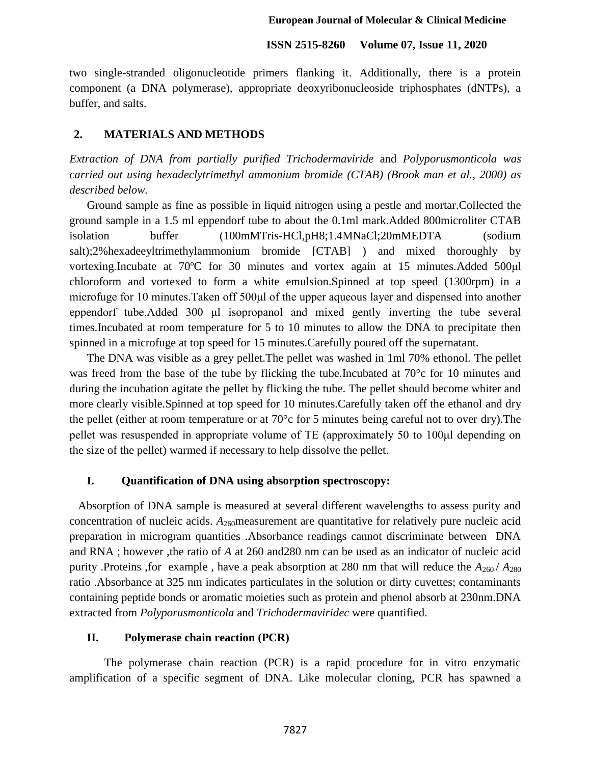two single-stranded oligonucleotide primers flanking it. Additionally, there is a protein component (a DNA polymerase), appropriate deoxyribonucleoside triphosphates (dNTPs), a buffer, and salts.

## 2. MATERIALS AND METHODS

*Extraction of DNA from partially purified Trichodermaviride* and *Polyporusmonticola was carried out using hexadeclytrimethyl ammonium bromide (CTAB) (Brook man et al., 2000) as described below.*

Ground sample as fine as possible in liquid nitrogen using a pestle and mortar.Collected the ground sample in a 1.5 ml eppendorf tube to about the 0.1ml mark.Added 800microliter CTAB isolation buffer (100mMTris-HCl,pH8;1.4MNaCl;20mMEDTA (sodium salt);2%hexadeeyltrimethylammonium bromide [CTAB] ) and mixed thoroughly by vortexing.Incubate at 70ºC for 30 minutes and vortex again at 15 minutes.Added 500μl chloroform and vortexed to form a white emulsion.Spinned at top speed (1300rpm) in a microfuge for 10 minutes.Taken off 500μl of the upper aqueous layer and dispensed into another eppendorf tube.Added 300 μl isopropanol and mixed gently inverting the tube several times.Incubated at room temperature for 5 to 10 minutes to allow the DNA to precipitate then spinned in a microfuge at top speed for 15 minutes.Carefully poured off the supernatant.

The DNA was visible as a grey pellet.The pellet was washed in 1ml 70% ethonol. The pellet was freed from the base of the tube by flicking the tube.Incubated at 70°c for 10 minutes and during the incubation agitate the pellet by flicking the tube. The pellet should become whiter and more clearly visible.Spinned at top speed for 10 minutes.Carefully taken off the ethanol and dry the pellet (either at room temperature or at 70°c for 5 minutes being careful not to over dry).The pellet was resuspended in appropriate volume of TE (approximately 50 to 100μl depending on the size of the pellet) warmed if necessary to help dissolve the pellet.

### I. Quantification of DNA using absorption spectroscopy:

Absorption of DNA sample is measured at several different wavelengths to assess purity and concentration of nucleic acids. $A_{260}$measurement are quantitative for relatively pure nucleic acid preparation in microgram quantities .Absorbance readings cannot discriminate between DNA and RNA ; however ,the ratio of $A$ at 260 and280 nm can be used as an indicator of nucleic acid purity .Proteins ,for example , have a peak absorption at 280 nm that will reduce the $A_{260} / A_{280}$ ratio .Absorbance at 325 nm indicates particulates in the solution or dirty cuvettes; contaminants containing peptide bonds or aromatic moieties such as protein and phenol absorb at 230nm.DNA extracted from *Polyporusmonticola* and *Trichodermaviridec* were quantified.

### II. Polymerase chain reaction (PCR)

The polymerase chain reaction (PCR) is a rapid procedure for in vitro enzymatic amplification of a specific segment of DNA. Like molecular cloning, PCR has spawned a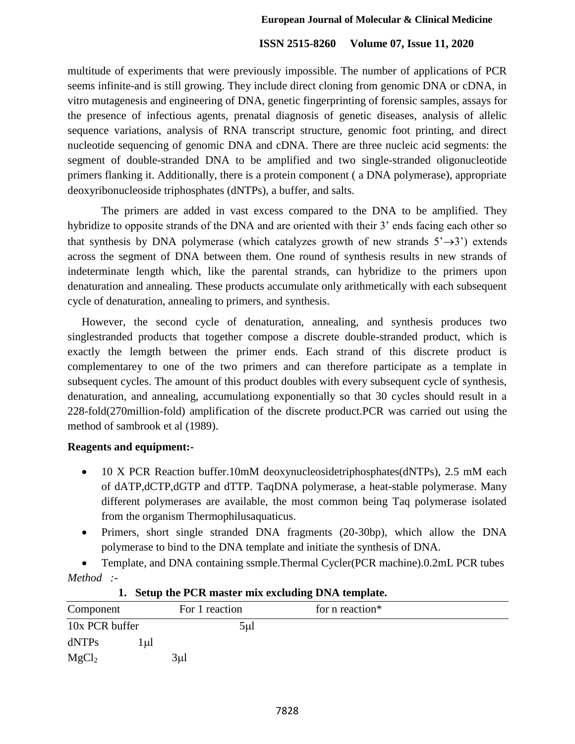multitude of experiments that were previously impossible. The number of applications of PCR seems infinite-and is still growing. They include direct cloning from genomic DNA or cDNA, in vitro mutagenesis and engineering of DNA, genetic fingerprinting of forensic samples, assays for the presence of infectious agents, prenatal diagnosis of genetic diseases, analysis of allelic sequence variations, analysis of RNA transcript structure, genomic foot printing, and direct nucleotide sequencing of genomic DNA and cDNA. There are three nucleic acid segments: the segment of double-stranded DNA to be amplified and two single-stranded oligonucleotide primers flanking it. Additionally, there is a protein component ( a DNA polymerase), appropriate deoxyribonucleoside triphosphates (dNTPs), a buffer, and salts.

The primers are added in vast excess compared to the DNA to be amplified. They hybridize to opposite strands of the DNA and are oriented with their 3' ends facing each other so that synthesis by DNA polymerase (which catalyzes growth of new strands $5' \rightarrow 3'$) extends across the segment of DNA between them. One round of synthesis results in new strands of indeterminate length which, like the parental strands, can hybridize to the primers upon denaturation and annealing. These products accumulate only arithmetically with each subsequent cycle of denaturation, annealing to primers, and synthesis.

However, the second cycle of denaturation, annealing, and synthesis produces two singlestranded products that together compose a discrete double-stranded product, which is exactly the lemgth between the primer ends. Each strand of this discrete product is complementarey to one of the two primers and can therefore participate as a template in subsequent cycles. The amount of this product doubles with every subsequent cycle of synthesis, denaturation, and annealing, accumulationg exponentially so that 30 cycles should result in a 228-fold(270million-fold) amplification of the discrete product.PCR was carried out using the method of sambrook et al (1989).

**Reagents and equipment:-**

- 10 X PCR Reaction buffer.10mM deoxynucleosidetriphosphates(dNTPs), 2.5 mM each of dATP,dCTP,dGTP and dTTP. TaqDNA polymerase, a heat-stable polymerase. Many different polymerases are available, the most common being Taq polymerase isolated from the organism Thermophilusaquaticus.
- Primers, short single stranded DNA fragments (20-30bp), which allow the DNA polymerase to bind to the DNA template and initiate the synthesis of DNA.
- Template, and DNA containing ssmple.Thermal Cycler(PCR machine).0.2mL PCR tubes

*Method :-*

**1. Setup the PCR master mix excluding DNA template.**

| Component | For 1 reaction | for n reaction* |
|---|---|---|
| 10x PCR buffer | 5μl | |
| dNTPs | 1μl | |
| $MgCl_2$ | 3μl | |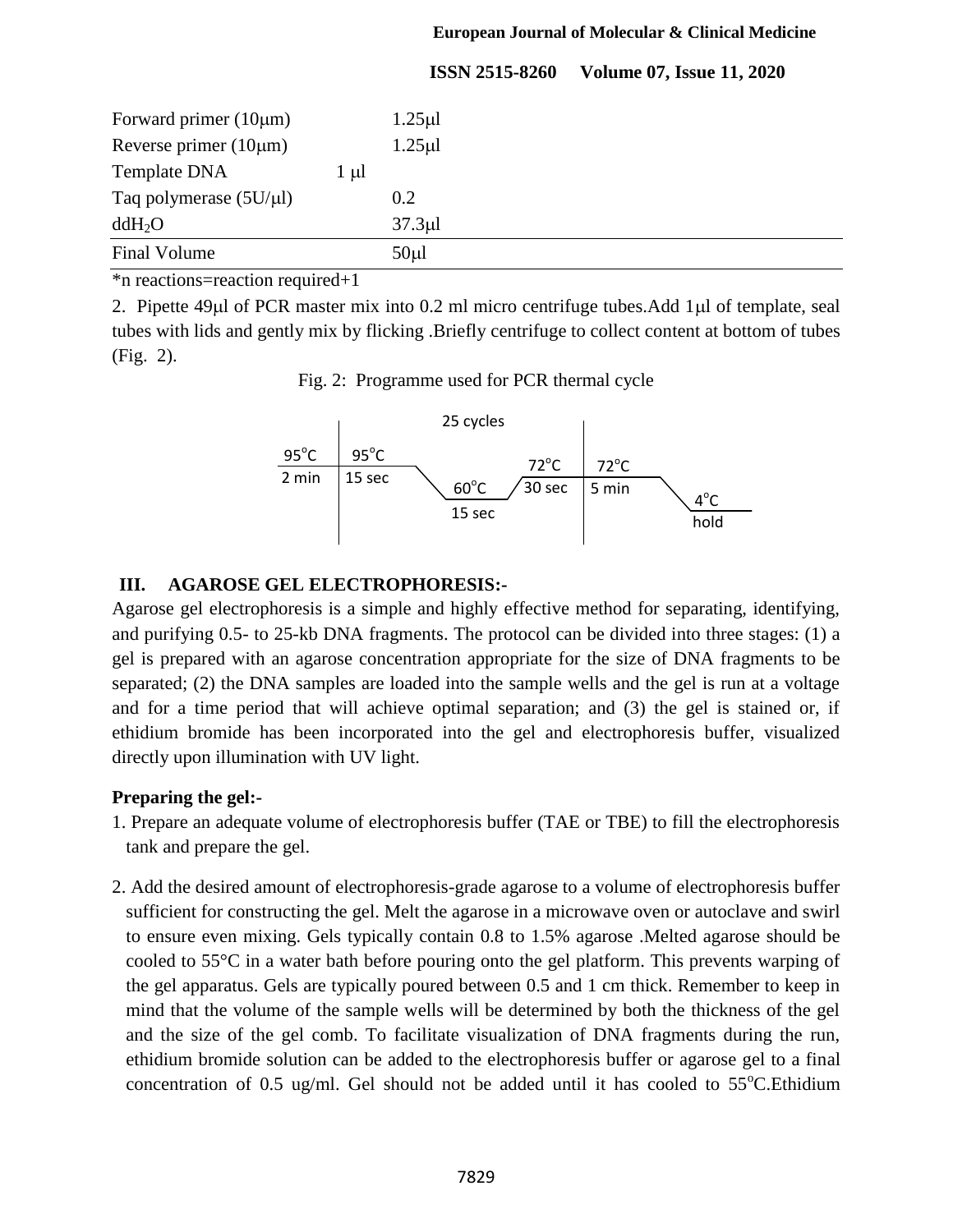| | |
|---|---|
| Forward primer (10μm) | 1.25μl |
| Reverse primer (10μm) | 1.25μl |
| Template DNA | 1 μl |
| Taq polymerase (5U/μl) | 0.2 |
| $ddH_2O$ | 37.3μl |
| Final Volume | 50μl |

*n reactions=reaction required+1

2. Pipette 49μl of PCR master mix into 0.2 ml micro centrifuge tubes.Add 1μl of template, seal tubes with lids and gently mix by flicking .Briefly centrifuge to collect content at bottom of tubes (Fig. 2).

Fig. 2: Programme used for PCR thermal cycle

| | 25 cycles | | | | |
|---|---|---|---|---|---|
| 95°C | 95°C | 60°C | 72°C | 72°C | 4°C |
| 2 min | 15 sec | 15 sec | 30 sec | 5 min | hold |

## III. AGAROSE GEL ELECTROPHORESIS:-

Agarose gel electrophoresis is a simple and highly effective method for separating, identifying, and purifying 0.5- to 25-kb DNA fragments. The protocol can be divided into three stages: (1) a gel is prepared with an agarose concentration appropriate for the size of DNA fragments to be separated; (2) the DNA samples are loaded into the sample wells and the gel is run at a voltage and for a time period that will achieve optimal separation; and (3) the gel is stained or, if ethidium bromide has been incorporated into the gel and electrophoresis buffer, visualized directly upon illumination with UV light.

### Preparing the gel:-

1. Prepare an adequate volume of electrophoresis buffer (TAE or TBE) to fill the electrophoresis tank and prepare the gel.

2. Add the desired amount of electrophoresis-grade agarose to a volume of electrophoresis buffer sufficient for constructing the gel. Melt the agarose in a microwave oven or autoclave and swirl to ensure even mixing. Gels typically contain 0.8 to 1.5% agarose .Melted agarose should be cooled to 55°C in a water bath before pouring onto the gel platform. This prevents warping of the gel apparatus. Gels are typically poured between 0.5 and 1 cm thick. Remember to keep in mind that the volume of the sample wells will be determined by both the thickness of the gel and the size of the gel comb. To facilitate visualization of DNA fragments during the run, ethidium bromide solution can be added to the electrophoresis buffer or agarose gel to a final concentration of 0.5 ug/ml. Gel should not be added until it has cooled to 55°C.Ethidium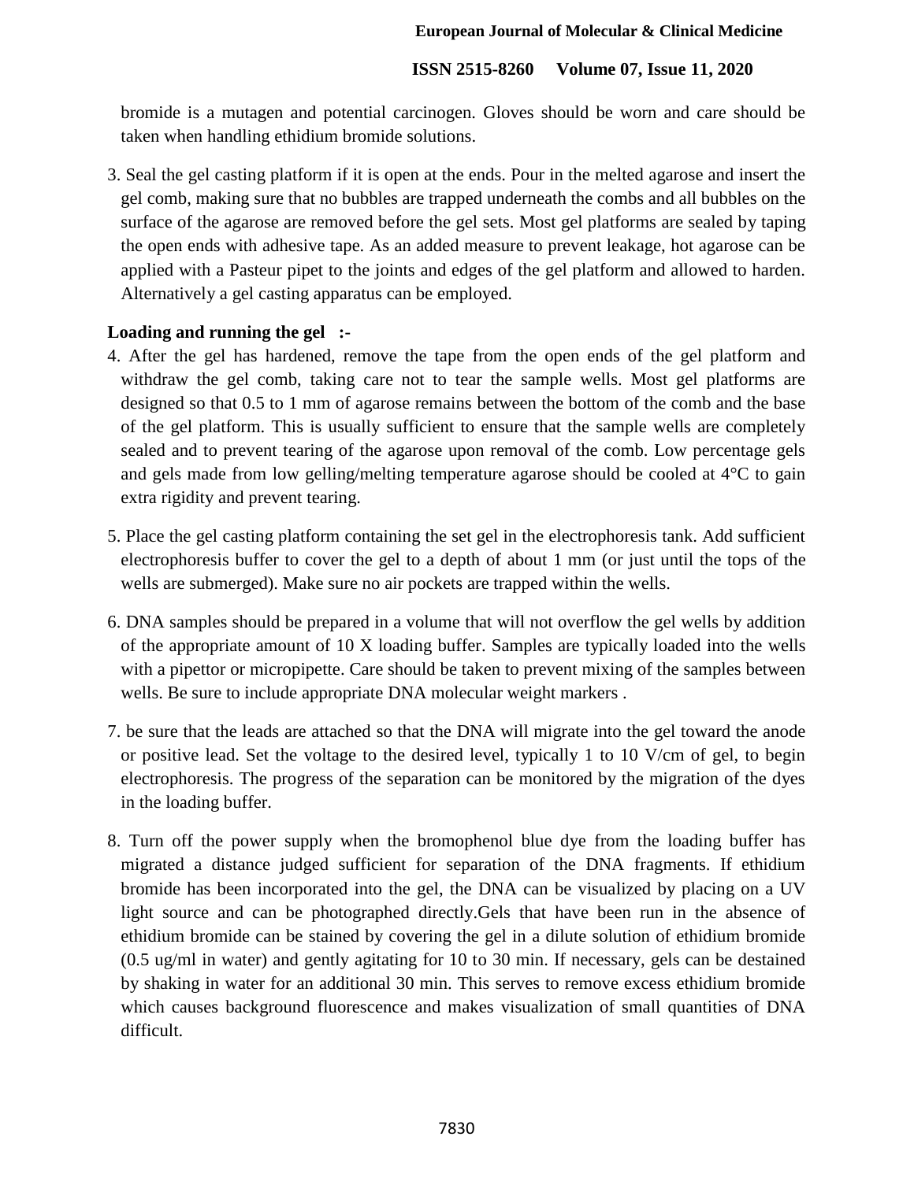bromide is a mutagen and potential carcinogen. Gloves should be worn and care should be taken when handling ethidium bromide solutions.

3. Seal the gel casting platform if it is open at the ends. Pour in the melted agarose and insert the gel comb, making sure that no bubbles are trapped underneath the combs and all bubbles on the surface of the agarose are removed before the gel sets. Most gel platforms are sealed by taping the open ends with adhesive tape. As an added measure to prevent leakage, hot agarose can be applied with a Pasteur pipet to the joints and edges of the gel platform and allowed to harden. Alternatively a gel casting apparatus can be employed.

**Loading and running the gel :-**

4. After the gel has hardened, remove the tape from the open ends of the gel platform and withdraw the gel comb, taking care not to tear the sample wells. Most gel platforms are designed so that 0.5 to 1 mm of agarose remains between the bottom of the comb and the base of the gel platform. This is usually sufficient to ensure that the sample wells are completely sealed and to prevent tearing of the agarose upon removal of the comb. Low percentage gels and gels made from low gelling/melting temperature agarose should be cooled at 4°C to gain extra rigidity and prevent tearing.

5. Place the gel casting platform containing the set gel in the electrophoresis tank. Add sufficient electrophoresis buffer to cover the gel to a depth of about 1 mm (or just until the tops of the wells are submerged). Make sure no air pockets are trapped within the wells.

6. DNA samples should be prepared in a volume that will not overflow the gel wells by addition of the appropriate amount of 10 X loading buffer. Samples are typically loaded into the wells with a pipettor or micropipette. Care should be taken to prevent mixing of the samples between wells. Be sure to include appropriate DNA molecular weight markers .

7. be sure that the leads are attached so that the DNA will migrate into the gel toward the anode or positive lead. Set the voltage to the desired level, typically 1 to 10 V/cm of gel, to begin electrophoresis. The progress of the separation can be monitored by the migration of the dyes in the loading buffer.

8. Turn off the power supply when the bromophenol blue dye from the loading buffer has migrated a distance judged sufficient for separation of the DNA fragments. If ethidium bromide has been incorporated into the gel, the DNA can be visualized by placing on a UV light source and can be photographed directly.Gels that have been run in the absence of ethidium bromide can be stained by covering the gel in a dilute solution of ethidium bromide (0.5 ug/ml in water) and gently agitating for 10 to 30 min. If necessary, gels can be destained by shaking in water for an additional 30 min. This serves to remove excess ethidium bromide which causes background fluorescence and makes visualization of small quantities of DNA difficult.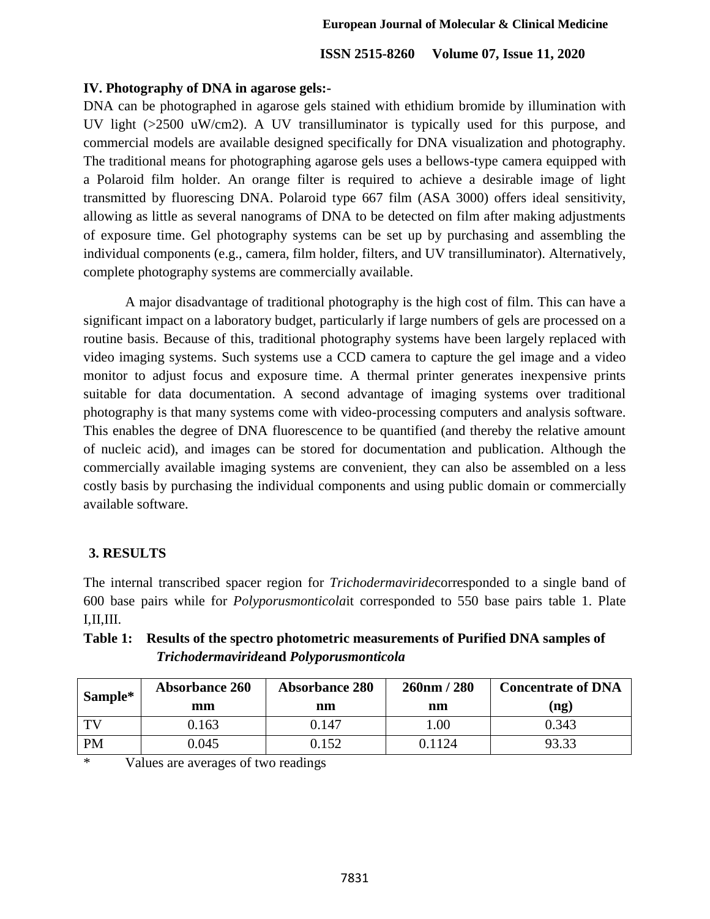### IV. Photography of DNA in agarose gels:-

DNA can be photographed in agarose gels stained with ethidium bromide by illumination with UV light (>2500 uW/cm2). A UV transilluminator is typically used for this purpose, and commercial models are available designed specifically for DNA visualization and photography. The traditional means for photographing agarose gels uses a bellows-type camera equipped with a Polaroid film holder. An orange filter is required to achieve a desirable image of light transmitted by fluorescing DNA. Polaroid type 667 film (ASA 3000) offers ideal sensitivity, allowing as little as several nanograms of DNA to be detected on film after making adjustments of exposure time. Gel photography systems can be set up by purchasing and assembling the individual components (e.g., camera, film holder, filters, and UV transilluminator). Alternatively, complete photography systems are commercially available.

A major disadvantage of traditional photography is the high cost of film. This can have a significant impact on a laboratory budget, particularly if large numbers of gels are processed on a routine basis. Because of this, traditional photography systems have been largely replaced with video imaging systems. Such systems use a CCD camera to capture the gel image and a video monitor to adjust focus and exposure time. A thermal printer generates inexpensive prints suitable for data documentation. A second advantage of imaging systems over traditional photography is that many systems come with video-processing computers and analysis software. This enables the degree of DNA fluorescence to be quantified (and thereby the relative amount of nucleic acid), and images can be stored for documentation and publication. Although the commercially available imaging systems are convenient, they can also be assembled on a less costly basis by purchasing the individual components and using public domain or commercially available software.

## 3. RESULTS

The internal transcribed spacer region for *Trichodermaviride*corresponded to a single band of 600 base pairs while for *Polyporusmonticola*it corresponded to 550 base pairs table 1. Plate I,II,III.

**Table 1: Results of the spectro photometric measurements of Purified DNA samples of *Trichodermaviride*and *Polyporusmonticola***

| Sample* | Absorbance 260 mm | Absorbance 280 nm | 260nm / 280 nm | Concentrate of DNA (ng) |
|---|---|---|---|---|
| TV | 0.163 | 0.147 | 1.00 | 0.343 |
| PM | 0.045 | 0.152 | 0.1124 | 93.33 |

\* Values are averages of two readings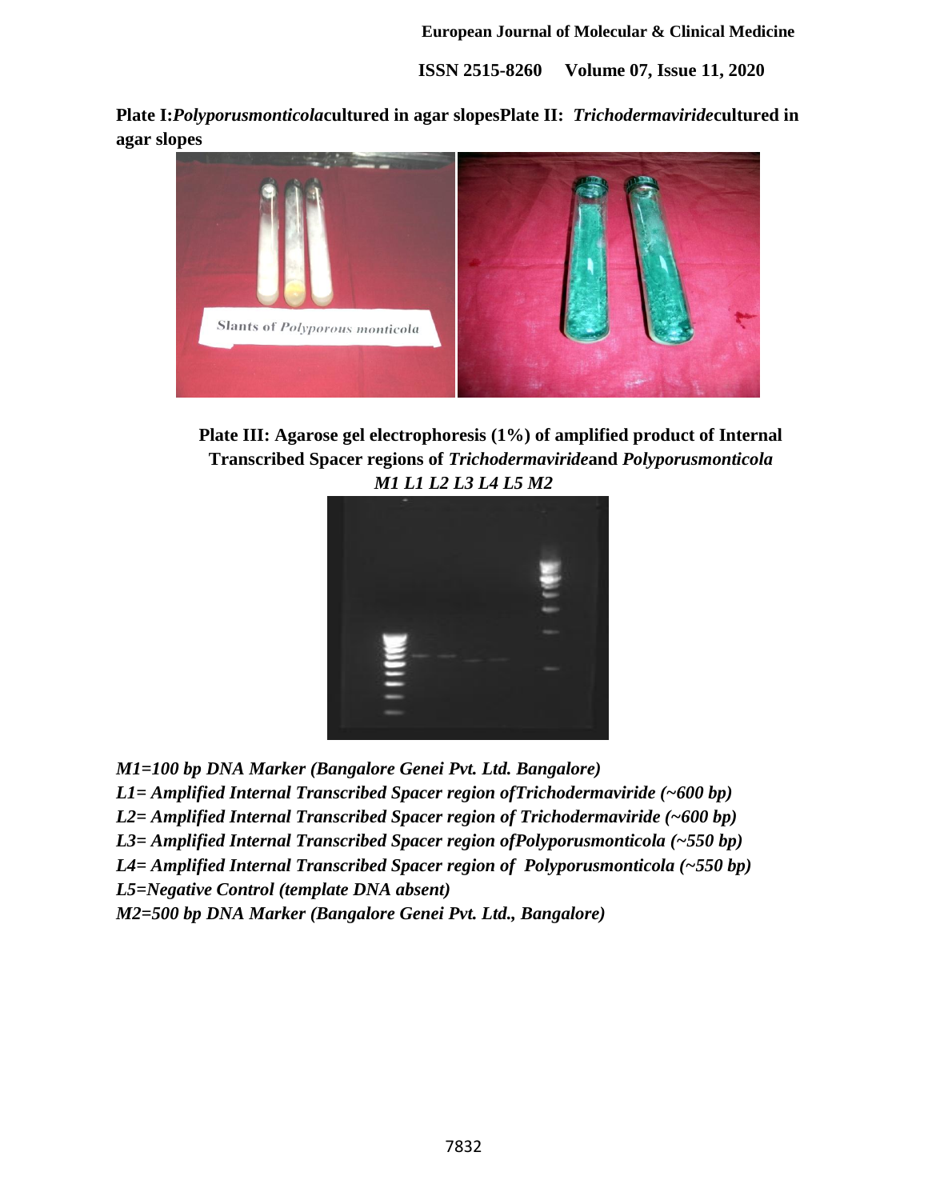**Plate I:** ***Polyporusmonticola*****cultured in agar slopesPlate II:** ***Trichodermaviride*****cultured in agar slopes**

**Plate III: Agarose gel electrophoresis (1%) of amplified product of Internal Transcribed Spacer regions of *Trichodermaviride*and *Polyporusmonticola***

*M1 L1 L2 L3 L4 L5 M2*

***M1=100 bp DNA Marker (Bangalore Genei Pvt. Ltd. Bangalore)***

***L1= Amplified Internal Transcribed Spacer region ofTrichodermaviride (~600 bp)***

***L2= Amplified Internal Transcribed Spacer region of Trichodermaviride (~600 bp)***

***L3= Amplified Internal Transcribed Spacer region ofPolyporusmonticola (~550 bp)***

***L4= Amplified Internal Transcribed Spacer region of Polyporusmonticola (~550 bp)***

***L5=Negative Control (template DNA absent)***

***M2=500 bp DNA Marker (Bangalore Genei Pvt. Ltd., Bangalore)***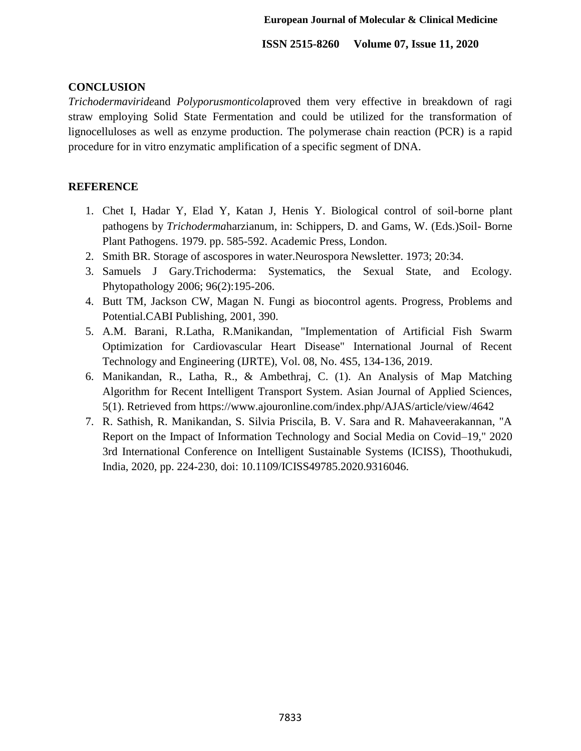## CONCLUSION

*Trichodermaviride*and *Polyporusmonticola*proved them very effective in breakdown of ragi straw employing Solid State Fermentation and could be utilized for the transformation of lignocelluloses as well as enzyme production. The polymerase chain reaction (PCR) is a rapid procedure for in vitro enzymatic amplification of a specific segment of DNA.

## REFERENCE

1. Chet I, Hadar Y, Elad Y, Katan J, Henis Y. Biological control of soil-borne plant pathogens by *Trichoderma*harzianum, in: Schippers, D. and Gams, W. (Eds.)Soil- Borne Plant Pathogens. 1979. pp. 585-592. Academic Press, London.
2. Smith BR. Storage of ascospores in water.Neurospora Newsletter. 1973; 20:34.
3. Samuels J Gary.Trichoderma: Systematics, the Sexual State, and Ecology. Phytopathology 2006; 96(2):195-206.
4. Butt TM, Jackson CW, Magan N. Fungi as biocontrol agents. Progress, Problems and Potential.CABI Publishing, 2001, 390.
5. A.M. Barani, R.Latha, R.Manikandan, "Implementation of Artificial Fish Swarm Optimization for Cardiovascular Heart Disease" International Journal of Recent Technology and Engineering (IJRTE), Vol. 08, No. 4S5, 134-136, 2019.
6. Manikandan, R., Latha, R., & Ambethraj, C. (1). An Analysis of Map Matching Algorithm for Recent Intelligent Transport System. Asian Journal of Applied Sciences, 5(1). Retrieved from https://www.ajouronline.com/index.php/AJAS/article/view/4642
7. R. Sathish, R. Manikandan, S. Silvia Priscila, B. V. Sara and R. Mahaveerakannan, "A Report on the Impact of Information Technology and Social Media on Covid–19," 2020 3rd International Conference on Intelligent Sustainable Systems (ICISS), Thoothukudi, India, 2020, pp. 224-230, doi: 10.1109/ICISS49785.2020.9316046.